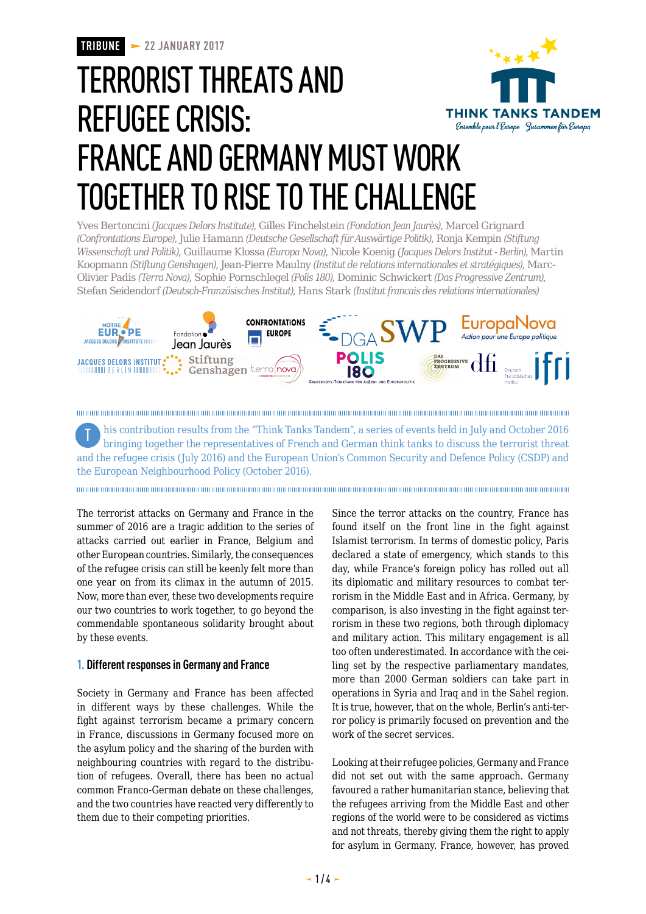**TRIBUNE** 22 JANUARY 2017

# TERRORIST THREATS AND REFUGEE CRISIS: FRANCE AND GERMANY MUST WORK TOGETHER TO RISE TO THE CHALLENGE

Yves Bertoncini *(Jacques Delors Institute)*, Gilles Finchelstein *(Fondation Jean Jaurès)*, Marcel Grignard *(Confrontations Europe)*, Julie Hamann *(Deutsche Gesellschaft für Auswärtige Politik)*, Ronja Kempin *(Stiftung Wissenschaft und Politik)*, Guillaume Klossa *(Europa Nova)*, Nicole Koenig *(Jacques Delors Institut - Berlin)*, Martin Koopmann *(Stiftung Genshagen)*, Jean-Pierre Maulny *(Institut de relations internationales et stratégiques)*, Marc-Olivier Padis *(Terra Nova)*, Sophie Pornschlegel *(Polis 180)*, Dominic Schwickert *(Das Progressive Zentrum)*, Stefan Seidendorf *(Deutsch-Französisches Institut)*, Hans Stark *(Institut francais des relations internationales)*

This contribution results from the "Think Tanks Tandem", a series of events held in July and October 2016 bringing together the representatives of French and German think tanks to discuss the terrorist threat and the refugee crisis (July 2016) and the European Union's Common Security and Defence Policy (CSDP) and the European Neighbourhood Policy (October 2016).

The terrorist attacks on Germany and France in the summer of 2016 are a tragic addition to the series of attacks carried out earlier in France, Belgium and other European countries. Similarly, the consequences of the refugee crisis can still be keenly felt more than one year on from its climax in the autumn of 2015. Now, more than ever, these two developments require our two countries to work together, to go beyond the commendable spontaneous solidarity brought about by these events.

## 1. Different responses in Germany and France

Society in Germany and France has been affected in different ways by these challenges. While the fight against terrorism became a primary concern in France, discussions in Germany focused more on the asylum policy and the sharing of the burden with neighbouring countries with regard to the distribution of refugees. Overall, there has been no actual common Franco-German debate on these challenges, and the two countries have reacted very differently to them due to their competing priorities.

Since the terror attacks on the country, France has found itself on the front line in the fight against Islamist terrorism. In terms of domestic policy, Paris declared a state of emergency, which stands to this day, while France's foreign policy has rolled out all its diplomatic and military resources to combat terrorism in the Middle East and in Africa. Germany, by comparison, is also investing in the fight against terrorism in these two regions, both through diplomacy and military action. This military engagement is all too often underestimated. In accordance with the ceiling set by the respective parliamentary mandates, more than 2000 German soldiers can take part in operations in Syria and Iraq and in the Sahel region. It is true, however, that on the whole, Berlin's anti-terror policy is primarily focused on prevention and the work of the secret services.

Looking at their refugee policies, Germany and France did not set out with the same approach. Germany favoured a rather humanitarian stance, believing that the refugees arriving from the Middle East and other regions of the world were to be considered as victims and not threats, thereby giving them the right to apply for asylum in Germany. France, however, has proved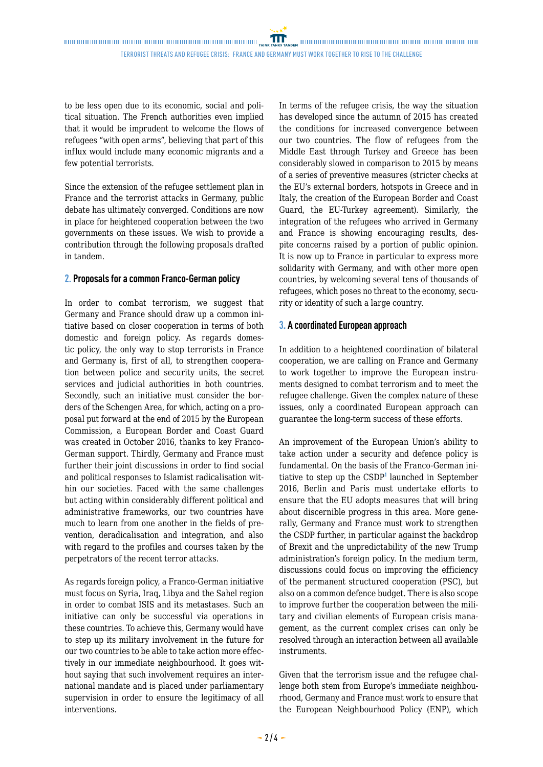to be less open due to its economic, social and political situation. The French authorities even implied that it would be imprudent to welcome the flows of refugees "with open arms", believing that part of this influx would include many economic migrants and a few potential terrorists.

Since the extension of the refugee settlement plan in France and the terrorist attacks in Germany, public debate has ultimately converged. Conditions are now in place for heightened cooperation between the two governments on these issues. We wish to provide a contribution through the following proposals drafted in tandem.

## 2. Proposals for a common Franco-German policy

In order to combat terrorism, we suggest that Germany and France should draw up a common initiative based on closer cooperation in terms of both domestic and foreign policy. As regards domestic policy, the only way to stop terrorists in France and Germany is, first of all, to strengthen cooperation between police and security units, the secret services and judicial authorities in both countries. Secondly, such an initiative must consider the borders of the Schengen Area, for which, acting on a proposal put forward at the end of 2015 by the European Commission, a European Border and Coast Guard was created in October 2016, thanks to key Franco-German support. Thirdly, Germany and France must further their joint discussions in order to find social and political responses to Islamist radicalisation within our societies. Faced with the same challenges but acting within considerably different political and administrative frameworks, our two countries have much to learn from one another in the fields of prevention, deradicalisation and integration, and also with regard to the profiles and courses taken by the perpetrators of the recent terror attacks.

As regards foreign policy, a Franco-German initiative must focus on Syria, Iraq, Libya and the Sahel region in order to combat ISIS and its metastases. Such an initiative can only be successful via operations in these countries. To achieve this, Germany would have to step up its military involvement in the future for our two countries to be able to take action more effectively in our immediate neighbourhood. It goes without saying that such involvement requires an international mandate and is placed under parliamentary supervision in order to ensure the legitimacy of all interventions.

In terms of the refugee crisis, the way the situation has developed since the autumn of 2015 has created the conditions for increased convergence between our two countries. The flow of refugees from the Middle East through Turkey and Greece has been considerably slowed in comparison to 2015 by means of a series of preventive measures (stricter checks at the EU's external borders, hotspots in Greece and in Italy, the creation of the European Border and Coast Guard, the EU-Turkey agreement). Similarly, the integration of the refugees who arrived in Germany and France is showing encouraging results, despite concerns raised by a portion of public opinion. It is now up to France in particular to express more solidarity with Germany, and with other more open countries, by welcoming several tens of thousands of refugees, which poses no threat to the economy, security or identity of such a large country.

## 3. A coordinated European approach

In addition to a heightened coordination of bilateral cooperation, we are calling on France and Germany to work together to improve the European instruments designed to combat terrorism and to meet the refugee challenge. Given the complex nature of these issues, only a coordinated European approach can guarantee the long-term success of these efforts.

An improvement of the European Union's ability to take action under a security and defence policy is fundamental. On the basis of the Franco-German initiative to step up the CSDP[1] launched in September 2016, Berlin and Paris must undertake efforts to ensure that the EU adopts measures that will bring about discernible progress in this area. More generally, Germany and France must work to strengthen the CSDP further, in particular against the backdrop of Brexit and the unpredictability of the new Trump administration's foreign policy. In the medium term, discussions could focus on improving the efficiency of the permanent structured cooperation (PSC), but also on a common defence budget. There is also scope to improve further the cooperation between the military and civilian elements of European crisis management, as the current complex crises can only be resolved through an interaction between all available instruments.

Given that the terrorism issue and the refugee challenge both stem from Europe's immediate neighbourhood, Germany and France must work to ensure that the European Neighbourhood Policy (ENP), which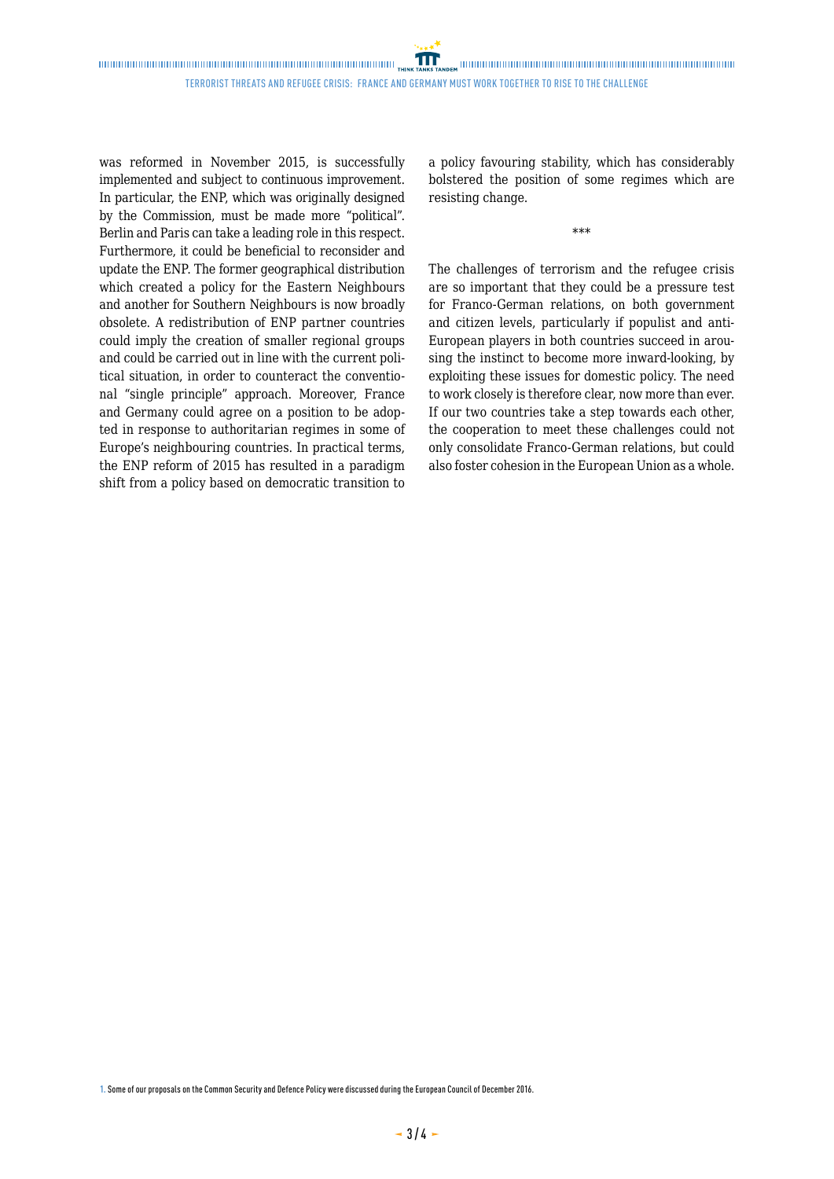was reformed in November 2015, is successfully implemented and subject to continuous improvement. In particular, the ENP, which was originally designed by the Commission, must be made more "political". Berlin and Paris can take a leading role in this respect. Furthermore, it could be beneficial to reconsider and update the ENP. The former geographical distribution which created a policy for the Eastern Neighbours and another for Southern Neighbours is now broadly obsolete. A redistribution of ENP partner countries could imply the creation of smaller regional groups and could be carried out in line with the current political situation, in order to counteract the conventional "single principle" approach. Moreover, France and Germany could agree on a position to be adopted in response to authoritarian regimes in some of Europe's neighbouring countries. In practical terms, the ENP reform of 2015 has resulted in a paradigm shift from a policy based on democratic transition to a policy favouring stability, which has considerably bolstered the position of some regimes which are resisting change.

\*\*\*

The challenges of terrorism and the refugee crisis are so important that they could be a pressure test for Franco-German relations, on both government and citizen levels, particularly if populist and anti-European players in both countries succeed in arousing the instinct to become more inward-looking, by exploiting these issues for domestic policy. The need to work closely is therefore clear, now more than ever. If our two countries take a step towards each other, the cooperation to meet these challenges could not only consolidate Franco-German relations, but could also foster cohesion in the European Union as a whole.

1. Some of our proposals on the Common Security and Defence Policy were discussed during the European Council of December 2016.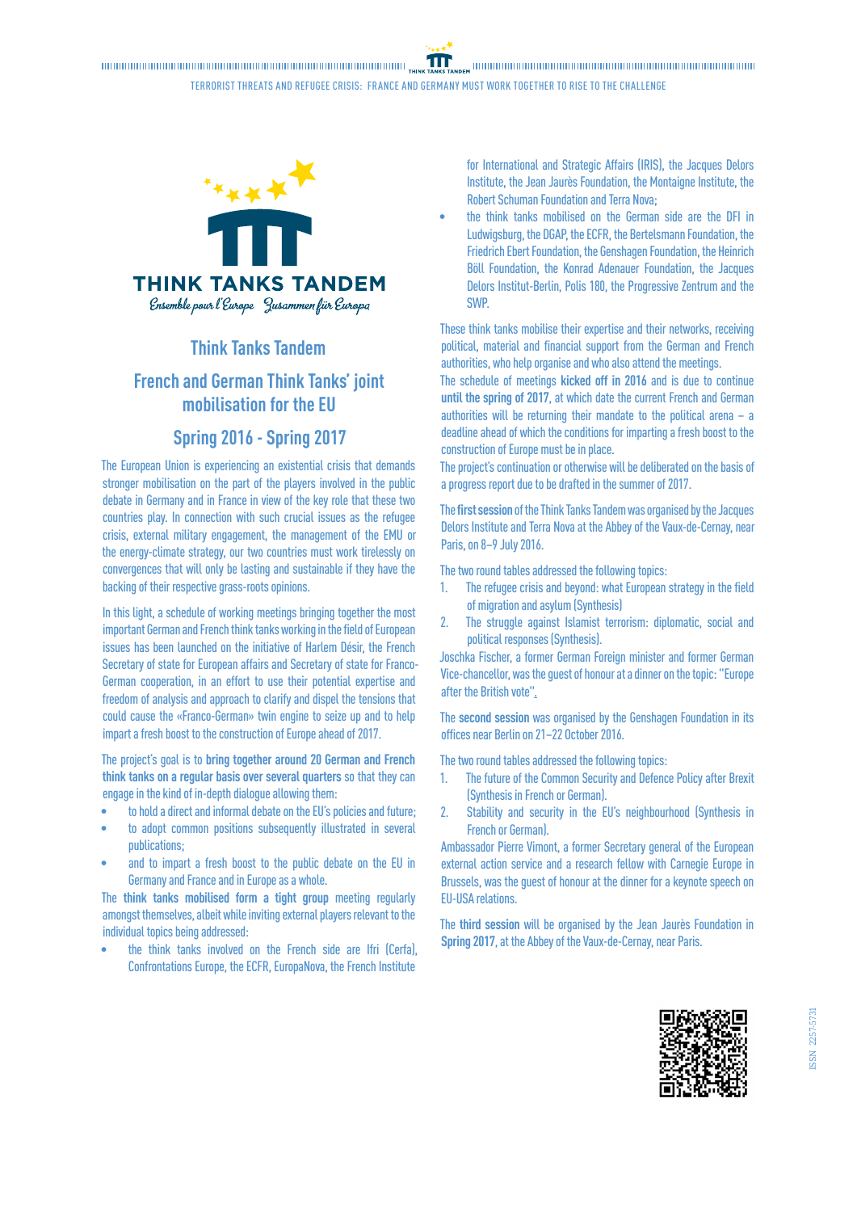THINK TANKS TANDEM

Ensemble pour l'Europe Zusammen für Europa

# Think Tanks Tandem

## French and German Think Tanks' joint mobilisation for the EU

## Spring 2016 - Spring 2017

The European Union is experiencing an existential crisis that demands stronger mobilisation on the part of the players involved in the public debate in Germany and in France in view of the key role that these two countries play. In connection with such crucial issues as the refugee crisis, external military engagement, the management of the EMU or the energy-climate strategy, our two countries must work tirelessly on convergences that will only be lasting and sustainable if they have the backing of their respective grass-roots opinions.

In this light, a schedule of working meetings bringing together the most important German and French think tanks working in the field of European issues has been launched on the initiative of Harlem Désir, the French Secretary of state for European affairs and Secretary of state for Franco-German cooperation, in an effort to use their potential expertise and freedom of analysis and approach to clarify and dispel the tensions that could cause the «Franco-German» twin engine to seize up and to help impart a fresh boost to the construction of Europe ahead of 2017.

The project's goal is to **bring together around 20 German and French think tanks on a regular basis over several quarters** so that they can engage in the kind of in-depth dialogue allowing them:

- to hold a direct and informal debate on the EU's policies and future;
- to adopt common positions subsequently illustrated in several publications;
- and to impart a fresh boost to the public debate on the EU in Germany and France and in Europe as a whole.

The **think tanks mobilised form a tight group** meeting regularly amongst themselves, albeit while inviting external players relevant to the individual topics being addressed:

- the think tanks involved on the French side are Ifri (Cerfa), Confrontations Europe, the ECFR, EuropaNova, the French Institute for International and Strategic Affairs (IRIS), the Jacques Delors Institute, the Jean Jaurès Foundation, the Montaigne Institute, the Robert Schuman Foundation and Terra Nova;
- the think tanks mobilised on the German side are the DFI in Ludwigsburg, the DGAP, the ECFR, the Bertelsmann Foundation, the Friedrich Ebert Foundation, the Genshagen Foundation, the Heinrich Böll Foundation, the Konrad Adenauer Foundation, the Jacques Delors Institut-Berlin, Polis 180, the Progressive Zentrum and the SWP.

These think tanks mobilise their expertise and their networks, receiving political, material and financial support from the German and French authorities, who help organise and who also attend the meetings.

The schedule of meetings **kicked off in 2016** and is due to continue **until the spring of 2017**, at which date the current French and German authorities will be returning their mandate to the political arena – a deadline ahead of which the conditions for imparting a fresh boost to the construction of Europe must be in place.

The project's continuation or otherwise will be deliberated on the basis of a progress report due to be drafted in the summer of 2017.

The **first session** of the Think Tanks Tandem was organised by the Jacques Delors Institute and Terra Nova at the Abbey of the Vaux-de-Cernay, near Paris, on 8–9 July 2016.

The two round tables addressed the following topics:

1. The refugee crisis and beyond: what European strategy in the field of migration and asylum (Synthesis)
2. The struggle against Islamist terrorism: diplomatic, social and political responses (Synthesis).

Joschka Fischer, a former German Foreign minister and former German Vice-chancellor, was the guest of honour at a dinner on the topic: "Europe after the British vote".

The **second session** was organised by the Genshagen Foundation in its offices near Berlin on 21–22 October 2016.

The two round tables addressed the following topics:

1. The future of the Common Security and Defence Policy after Brexit (Synthesis in French or German).
2. Stability and security in the EU's neighbourhood (Synthesis in French or German).

Ambassador Pierre Vimont, a former Secretary general of the European external action service and a research fellow with Carnegie Europe in Brussels, was the guest of honour at the dinner for a keynote speech on EU-USA relations.

The **third session** will be organised by the Jean Jaurès Foundation in **Spring 2017**, at the Abbey of the Vaux-de-Cernay, near Paris.

ISSN 2257-5731